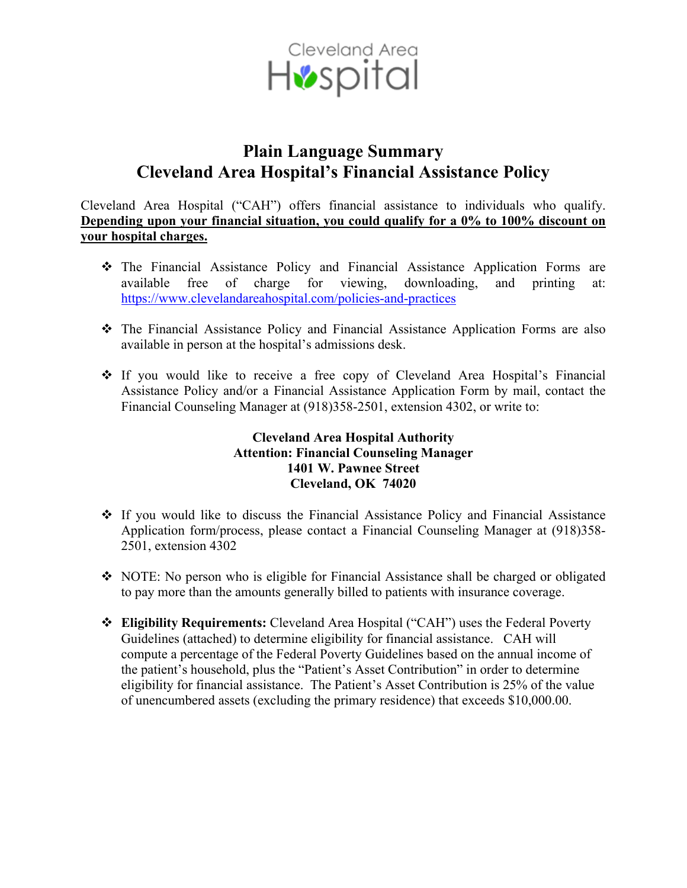Cleveland Area Hospital

# Plain Language Summary
# Cleveland Area Hospital's Financial Assistance Policy

Cleveland Area Hospital ("CAH") offers financial assistance to individuals who qualify. **Depending upon your financial situation, you could qualify for a 0% to 100% discount on your hospital charges.**

- The Financial Assistance Policy and Financial Assistance Application Forms are available free of charge for viewing, downloading, and printing at: https://www.clevelandareahospital.com/policies-and-practices

- The Financial Assistance Policy and Financial Assistance Application Forms are also available in person at the hospital's admissions desk.

- If you would like to receive a free copy of Cleveland Area Hospital's Financial Assistance Policy and/or a Financial Assistance Application Form by mail, contact the Financial Counseling Manager at (918)358-2501, extension 4302, or write to:

  **Cleveland Area Hospital Authority**
  **Attention: Financial Counseling Manager**
  **1401 W. Pawnee Street**
  **Cleveland, OK 74020**

- If you would like to discuss the Financial Assistance Policy and Financial Assistance Application form/process, please contact a Financial Counseling Manager at (918)358-2501, extension 4302

- NOTE: No person who is eligible for Financial Assistance shall be charged or obligated to pay more than the amounts generally billed to patients with insurance coverage.

- **Eligibility Requirements:** Cleveland Area Hospital ("CAH") uses the Federal Poverty Guidelines (attached) to determine eligibility for financial assistance. CAH will compute a percentage of the Federal Poverty Guidelines based on the annual income of the patient's household, plus the "Patient's Asset Contribution" in order to determine eligibility for financial assistance. The Patient's Asset Contribution is 25% of the value of unencumbered assets (excluding the primary residence) that exceeds $10,000.00.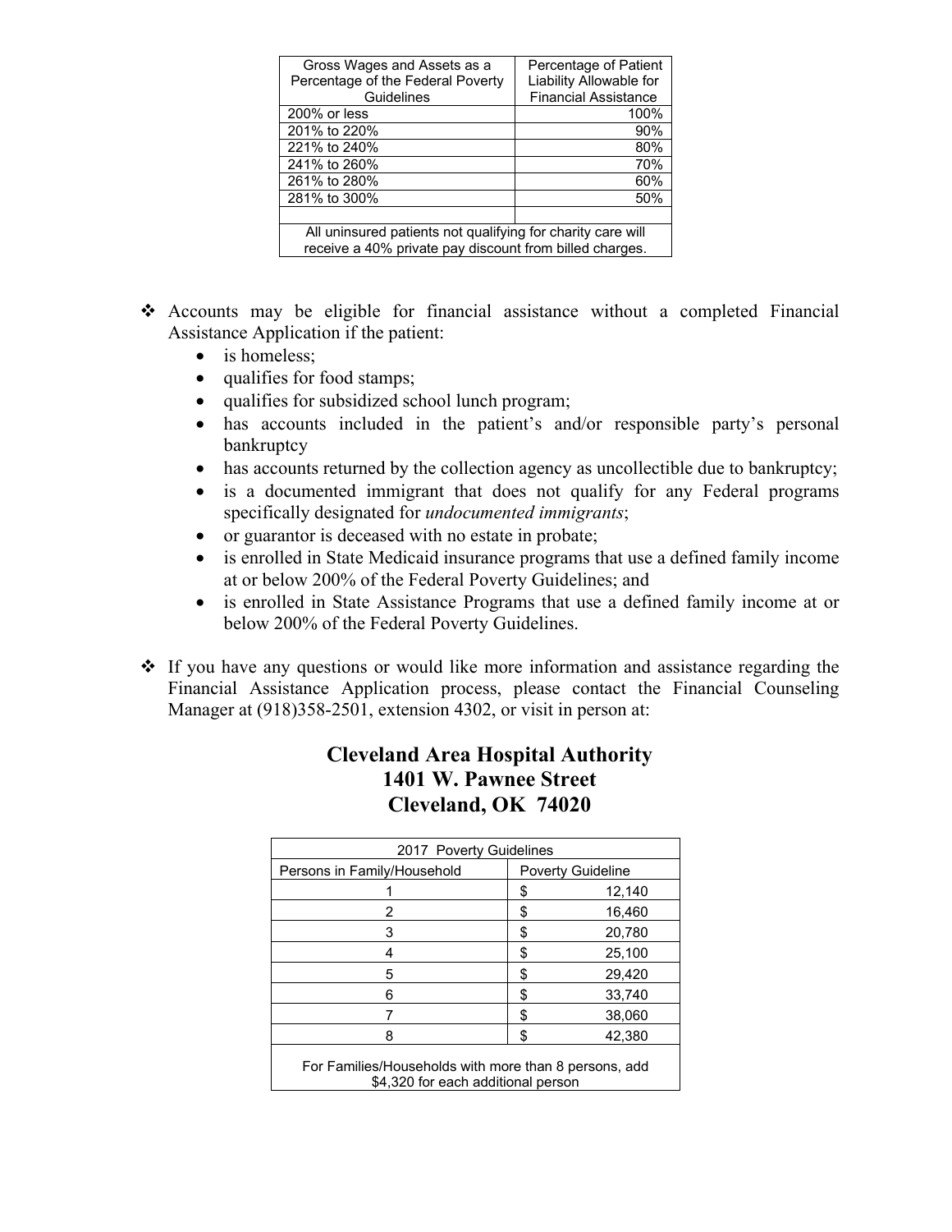| Gross Wages and Assets as a Percentage of the Federal Poverty Guidelines | Percentage of Patient Liability Allowable for Financial Assistance |
|---|---|
| 200% or less | 100% |
| 201% to 220% | 90% |
| 221% to 240% | 80% |
| 241% to 260% | 70% |
| 261% to 280% | 60% |
| 281% to 300% | 50% |
| | |
| All uninsured patients not qualifying for charity care will receive a 40% private pay discount from billed charges. | |

- Accounts may be eligible for financial assistance without a completed Financial Assistance Application if the patient:
  - is homeless;
  - qualifies for food stamps;
  - qualifies for subsidized school lunch program;
  - has accounts included in the patient's and/or responsible party's personal bankruptcy
  - has accounts returned by the collection agency as uncollectible due to bankruptcy;
  - is a documented immigrant that does not qualify for any Federal programs specifically designated for *undocumented immigrants*;
  - or guarantor is deceased with no estate in probate;
  - is enrolled in State Medicaid insurance programs that use a defined family income at or below 200% of the Federal Poverty Guidelines; and
  - is enrolled in State Assistance Programs that use a defined family income at or below 200% of the Federal Poverty Guidelines.

- If you have any questions or would like more information and assistance regarding the Financial Assistance Application process, please contact the Financial Counseling Manager at (918)358-2501, extension 4302, or visit in person at:

**Cleveland Area Hospital Authority**
**1401 W. Pawnee Street**
**Cleveland, OK 74020**

| 2017 Poverty Guidelines | |
|---|---|
| Persons in Family/Household | Poverty Guideline |
| 1 | $ 12,140 |
| 2 | $ 16,460 |
| 3 | $ 20,780 |
| 4 | $ 25,100 |
| 5 | $ 29,420 |
| 6 | $ 33,740 |
| 7 | $ 38,060 |
| 8 | $ 42,380 |
| For Families/Households with more than 8 persons, add $4,320 for each additional person | |